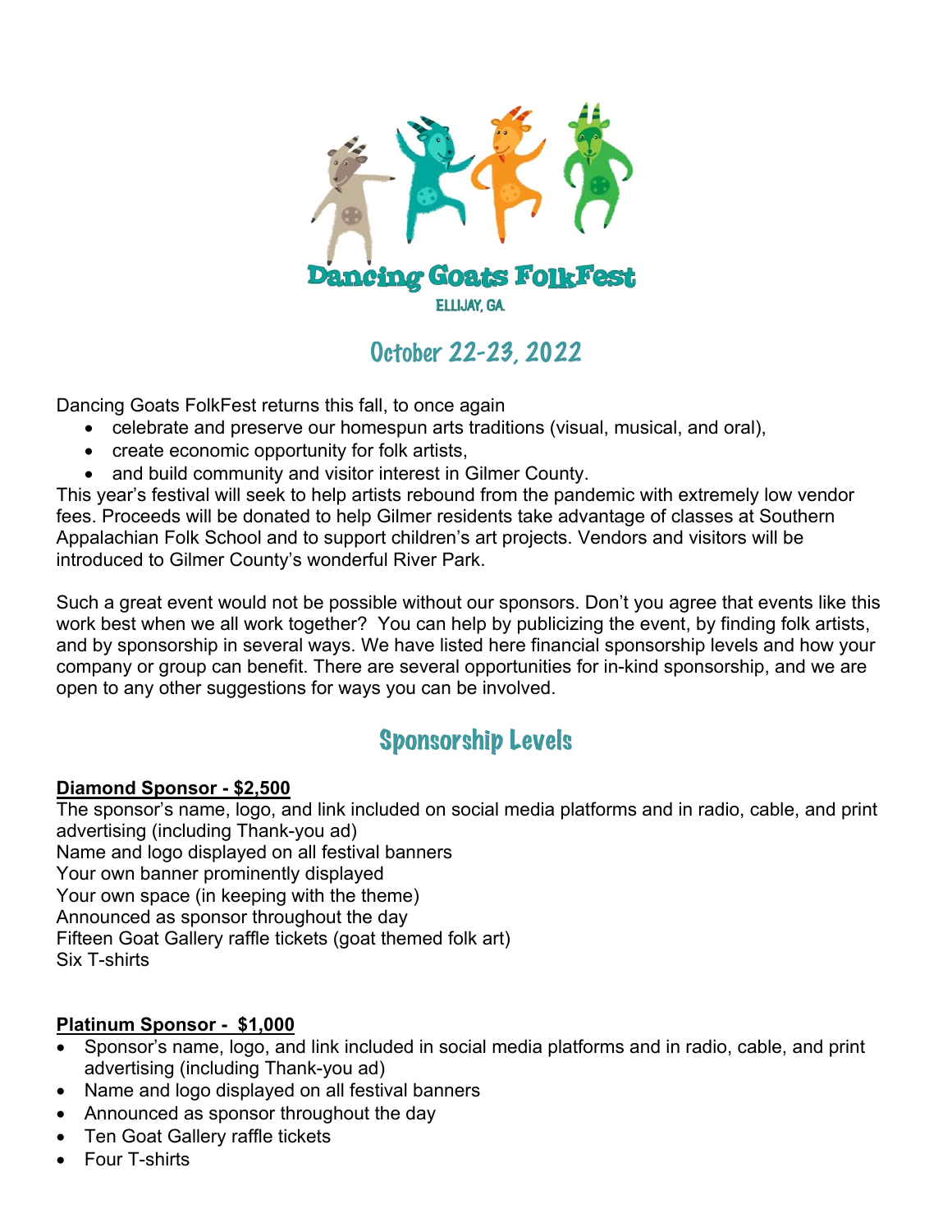# Dancing Goats FolkFest

ELLIJAY, GA

## October 22-23, 2022

Dancing Goats FolkFest returns this fall, to once again

- celebrate and preserve our homespun arts traditions (visual, musical, and oral),
- create economic opportunity for folk artists,
- and build community and visitor interest in Gilmer County.

This year's festival will seek to help artists rebound from the pandemic with extremely low vendor fees. Proceeds will be donated to help Gilmer residents take advantage of classes at Southern Appalachian Folk School and to support children's art projects. Vendors and visitors will be introduced to Gilmer County's wonderful River Park.

Such a great event would not be possible without our sponsors. Don't you agree that events like this work best when we all work together? You can help by publicizing the event, by finding folk artists, and by sponsorship in several ways. We have listed here financial sponsorship levels and how your company or group can benefit. There are several opportunities for in-kind sponsorship, and we are open to any other suggestions for ways you can be involved.

## Sponsorship Levels

**Diamond Sponsor - $2,500**

The sponsor's name, logo, and link included on social media platforms and in radio, cable, and print advertising (including Thank-you ad)
Name and logo displayed on all festival banners
Your own banner prominently displayed
Your own space (in keeping with the theme)
Announced as sponsor throughout the day
Fifteen Goat Gallery raffle tickets (goat themed folk art)
Six T-shirts

**Platinum Sponsor - $1,000**

- Sponsor's name, logo, and link included in social media platforms and in radio, cable, and print advertising (including Thank-you ad)
- Name and logo displayed on all festival banners
- Announced as sponsor throughout the day
- Ten Goat Gallery raffle tickets
- Four T-shirts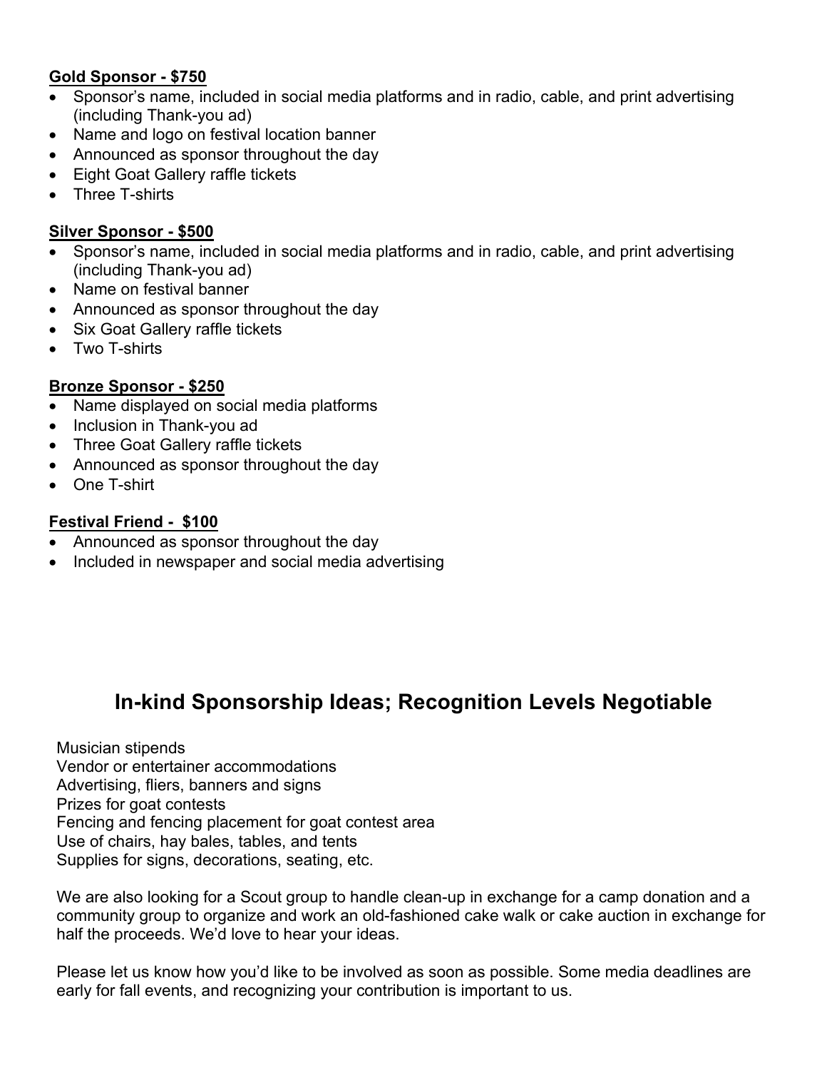**Gold Sponsor - $750**

- Sponsor's name, included in social media platforms and in radio, cable, and print advertising (including Thank-you ad)
- Name and logo on festival location banner
- Announced as sponsor throughout the day
- Eight Goat Gallery raffle tickets
- Three T-shirts

**Silver Sponsor - $500**

- Sponsor's name, included in social media platforms and in radio, cable, and print advertising (including Thank-you ad)
- Name on festival banner
- Announced as sponsor throughout the day
- Six Goat Gallery raffle tickets
- Two T-shirts

**Bronze Sponsor - $250**

- Name displayed on social media platforms
- Inclusion in Thank-you ad
- Three Goat Gallery raffle tickets
- Announced as sponsor throughout the day
- One T-shirt

**Festival Friend - $100**

- Announced as sponsor throughout the day
- Included in newspaper and social media advertising

## In-kind Sponsorship Ideas; Recognition Levels Negotiable

Musician stipends
Vendor or entertainer accommodations
Advertising, fliers, banners and signs
Prizes for goat contests
Fencing and fencing placement for goat contest area
Use of chairs, hay bales, tables, and tents
Supplies for signs, decorations, seating, etc.

We are also looking for a Scout group to handle clean-up in exchange for a camp donation and a community group to organize and work an old-fashioned cake walk or cake auction in exchange for half the proceeds. We'd love to hear your ideas.

Please let us know how you'd like to be involved as soon as possible. Some media deadlines are early for fall events, and recognizing your contribution is important to us.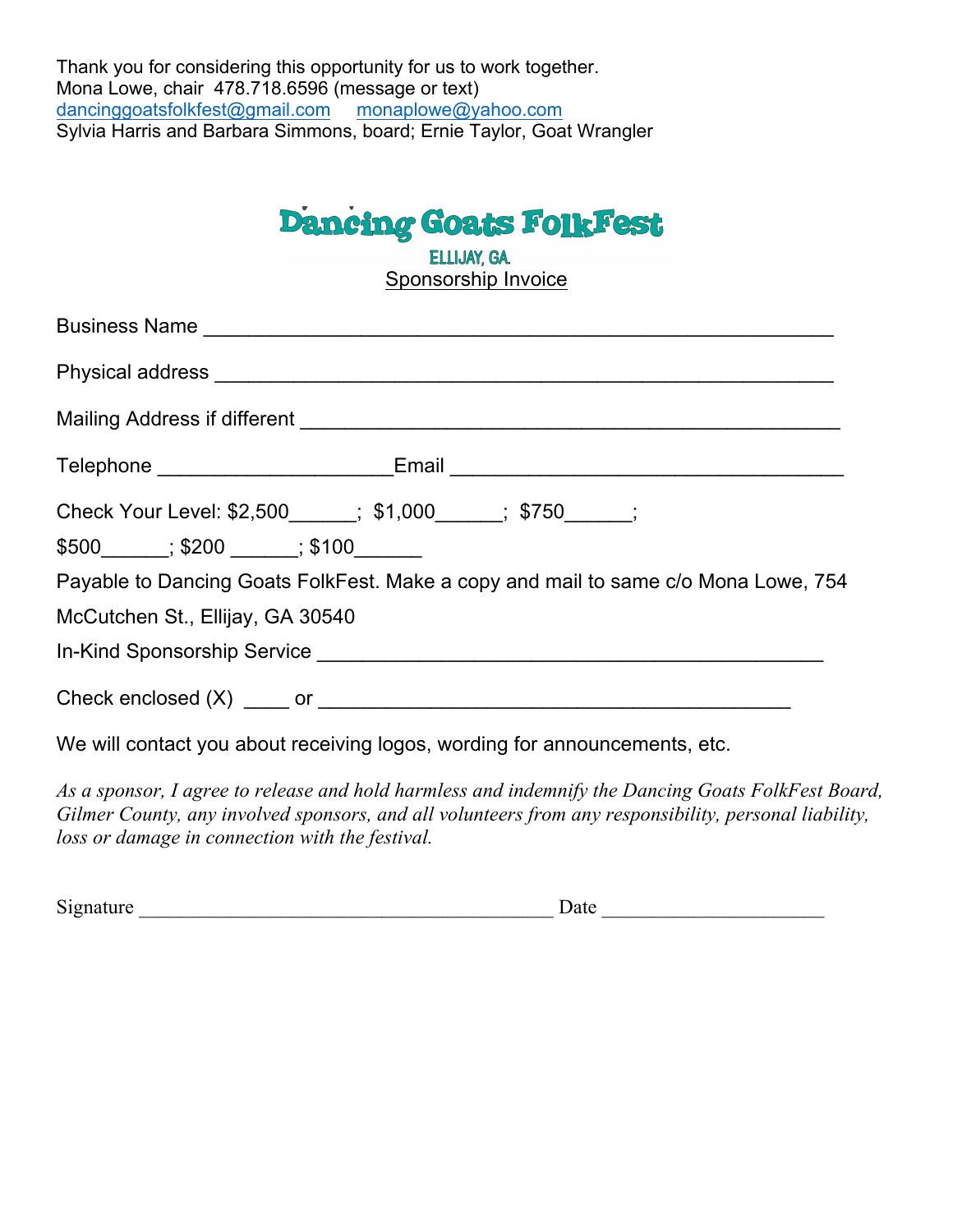Thank you for considering this opportunity for us to work together.
Mona Lowe, chair 478.718.6596 (message or text)
dancinggoatsfolkfest@gmail.com monaplowe@yahoo.com
Sylvia Harris and Barbara Simmons, board; Ernie Taylor, Goat Wrangler

# Dancing Goats FolkFest

ELLIJAY, GA.

Sponsorship Invoice

Business Name ___________________________________________________________

Physical address _________________________________________________________

Mailing Address if different ________________________________________________

Telephone ______________________Email ____________________________________

Check Your Level: $2,500______; $1,000______; $750______;

$500______; $200 ______; $100______

Payable to Dancing Goats FolkFest. Make a copy and mail to same c/o Mona Lowe, 754 McCutchen St., Ellijay, GA 30540

In-Kind Sponsorship Service ______________________________________________

Check enclosed (X) ____ or ___________________________________________

We will contact you about receiving logos, wording for announcements, etc.

*As a sponsor, I agree to release and hold harmless and indemnify the Dancing Goats FolkFest Board, Gilmer County, any involved sponsors, and all volunteers from any responsibility, personal liability, loss or damage in connection with the festival.*

Signature __________________________________________ Date ______________________